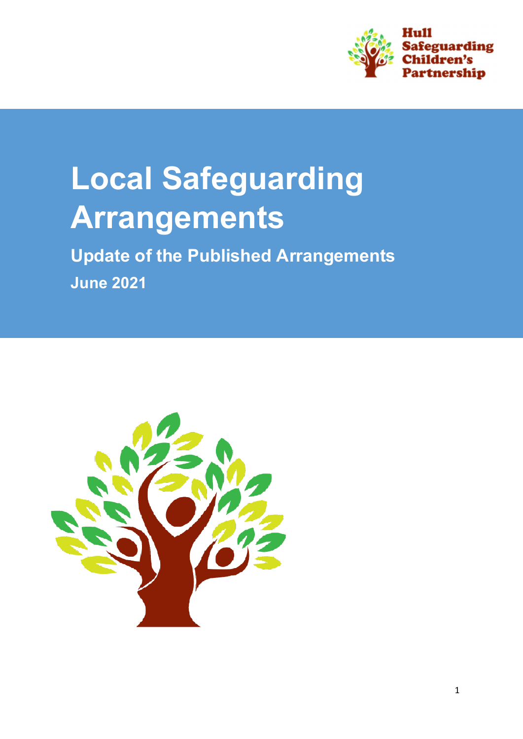Hull Safeguarding Children's Partnership

# Local Safeguarding Arrangements

## Update of the Published Arrangements

## June 2021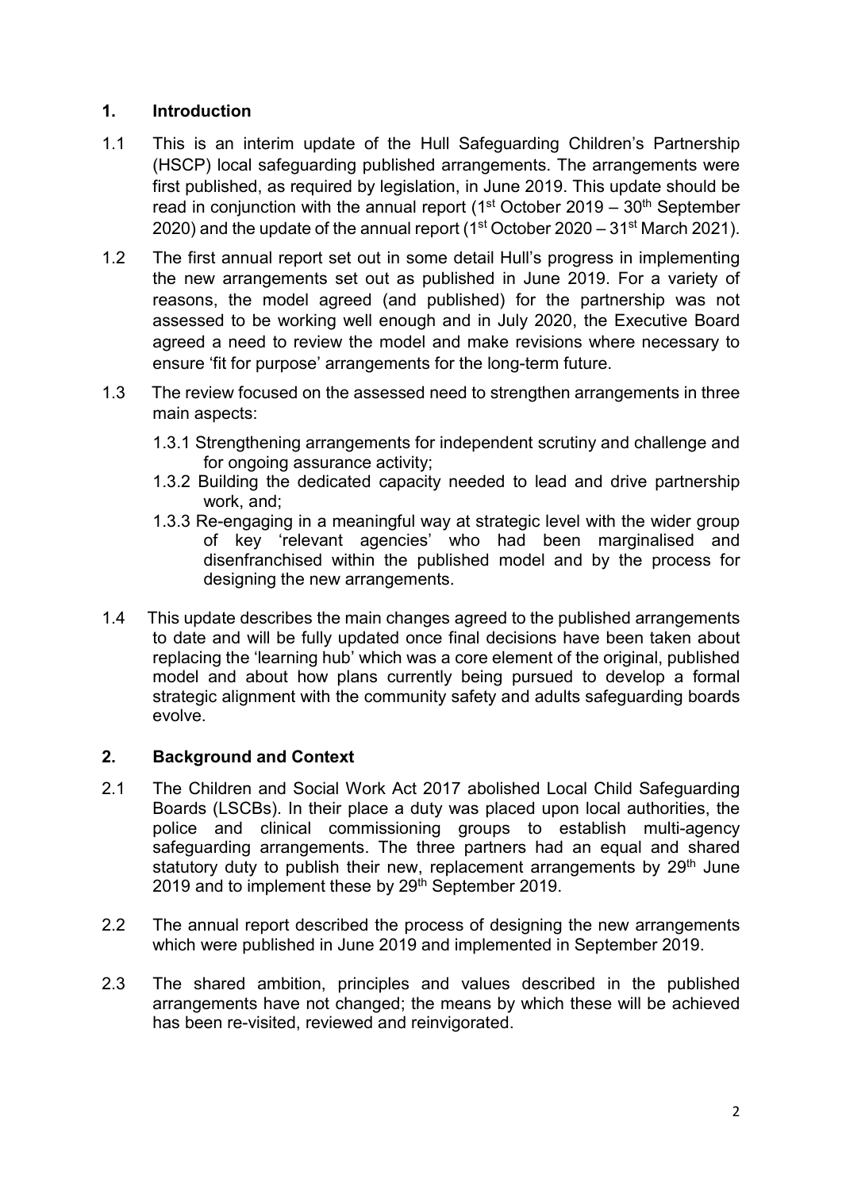## 1. Introduction

1.1 This is an interim update of the Hull Safeguarding Children's Partnership (HSCP) local safeguarding published arrangements. The arrangements were first published, as required by legislation, in June 2019. This update should be read in conjunction with the annual report (1st October 2019 – 30th September 2020) and the update of the annual report (1st October 2020 – 31st March 2021).

1.2 The first annual report set out in some detail Hull's progress in implementing the new arrangements set out as published in June 2019. For a variety of reasons, the model agreed (and published) for the partnership was not assessed to be working well enough and in July 2020, the Executive Board agreed a need to review the model and make revisions where necessary to ensure 'fit for purpose' arrangements for the long-term future.

1.3 The review focused on the assessed need to strengthen arrangements in three main aspects:

1.3.1 Strengthening arrangements for independent scrutiny and challenge and for ongoing assurance activity;

1.3.2 Building the dedicated capacity needed to lead and drive partnership work, and;

1.3.3 Re-engaging in a meaningful way at strategic level with the wider group of key 'relevant agencies' who had been marginalised and disenfranchised within the published model and by the process for designing the new arrangements.

1.4 This update describes the main changes agreed to the published arrangements to date and will be fully updated once final decisions have been taken about replacing the 'learning hub' which was a core element of the original, published model and about how plans currently being pursued to develop a formal strategic alignment with the community safety and adults safeguarding boards evolve.

## 2. Background and Context

2.1 The Children and Social Work Act 2017 abolished Local Child Safeguarding Boards (LSCBs). In their place a duty was placed upon local authorities, the police and clinical commissioning groups to establish multi-agency safeguarding arrangements. The three partners had an equal and shared statutory duty to publish their new, replacement arrangements by 29th June 2019 and to implement these by 29th September 2019.

2.2 The annual report described the process of designing the new arrangements which were published in June 2019 and implemented in September 2019.

2.3 The shared ambition, principles and values described in the published arrangements have not changed; the means by which these will be achieved has been re-visited, reviewed and reinvigorated.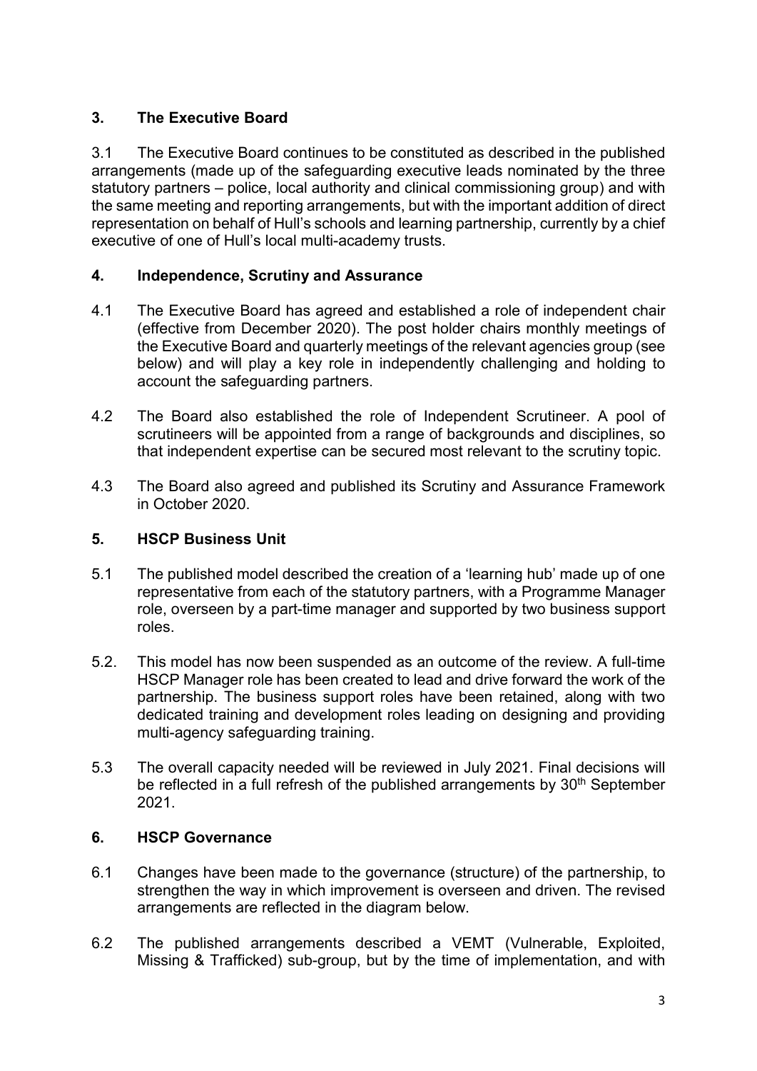## 3. The Executive Board

3.1 The Executive Board continues to be constituted as described in the published arrangements (made up of the safeguarding executive leads nominated by the three statutory partners – police, local authority and clinical commissioning group) and with the same meeting and reporting arrangements, but with the important addition of direct representation on behalf of Hull's schools and learning partnership, currently by a chief executive of one of Hull's local multi-academy trusts.

## 4. Independence, Scrutiny and Assurance

4.1 The Executive Board has agreed and established a role of independent chair (effective from December 2020). The post holder chairs monthly meetings of the Executive Board and quarterly meetings of the relevant agencies group (see below) and will play a key role in independently challenging and holding to account the safeguarding partners.

4.2 The Board also established the role of Independent Scrutineer. A pool of scrutineers will be appointed from a range of backgrounds and disciplines, so that independent expertise can be secured most relevant to the scrutiny topic.

4.3 The Board also agreed and published its Scrutiny and Assurance Framework in October 2020.

## 5. HSCP Business Unit

5.1 The published model described the creation of a 'learning hub' made up of one representative from each of the statutory partners, with a Programme Manager role, overseen by a part-time manager and supported by two business support roles.

5.2. This model has now been suspended as an outcome of the review. A full-time HSCP Manager role has been created to lead and drive forward the work of the partnership. The business support roles have been retained, along with two dedicated training and development roles leading on designing and providing multi-agency safeguarding training.

5.3 The overall capacity needed will be reviewed in July 2021. Final decisions will be reflected in a full refresh of the published arrangements by 30th September 2021.

## 6. HSCP Governance

6.1 Changes have been made to the governance (structure) of the partnership, to strengthen the way in which improvement is overseen and driven. The revised arrangements are reflected in the diagram below.

6.2 The published arrangements described a VEMT (Vulnerable, Exploited, Missing & Trafficked) sub-group, but by the time of implementation, and with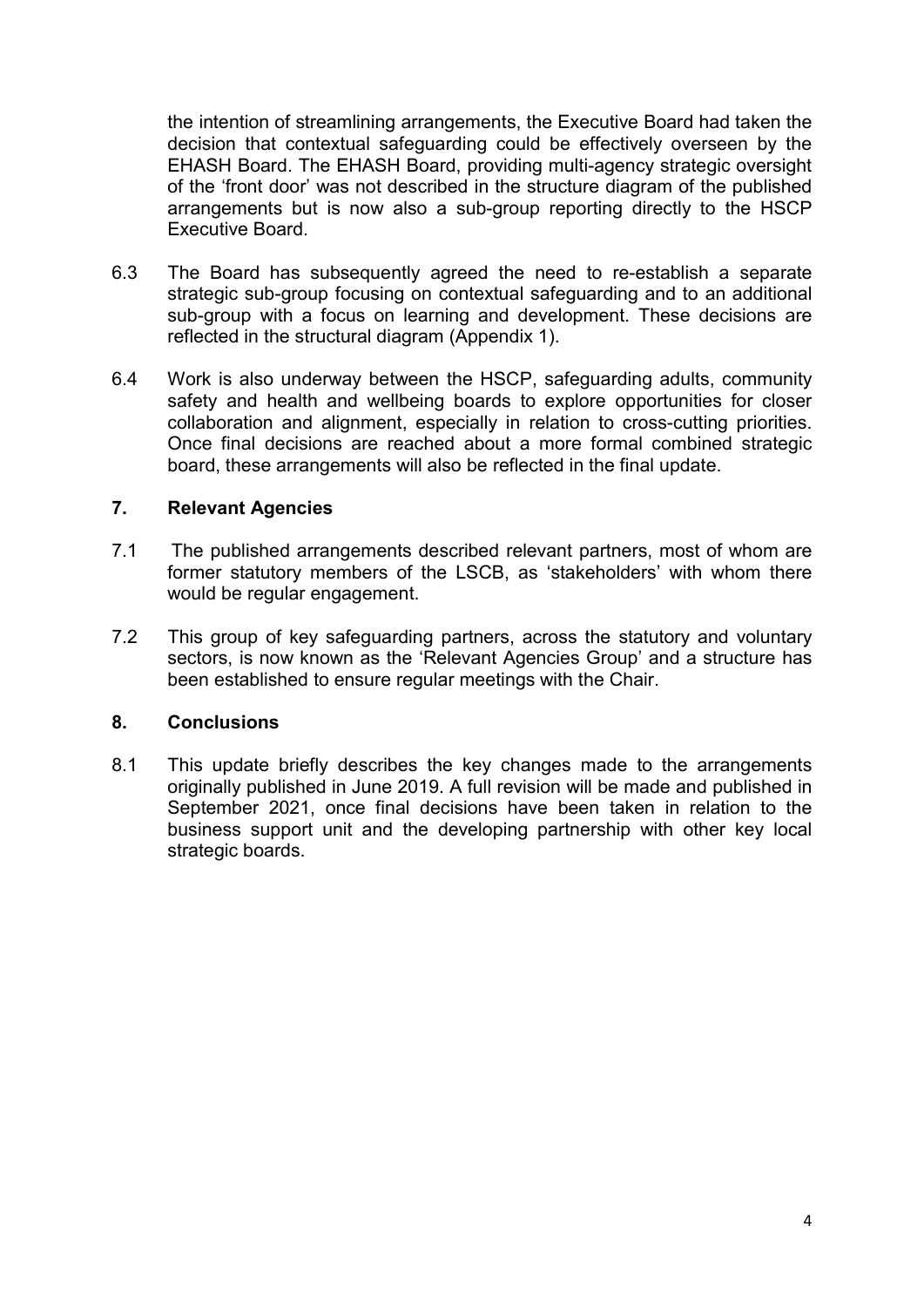the intention of streamlining arrangements, the Executive Board had taken the decision that contextual safeguarding could be effectively overseen by the EHASH Board. The EHASH Board, providing multi-agency strategic oversight of the 'front door' was not described in the structure diagram of the published arrangements but is now also a sub-group reporting directly to the HSCP Executive Board.

6.3 The Board has subsequently agreed the need to re-establish a separate strategic sub-group focusing on contextual safeguarding and to an additional sub-group with a focus on learning and development. These decisions are reflected in the structural diagram (Appendix 1).

6.4 Work is also underway between the HSCP, safeguarding adults, community safety and health and wellbeing boards to explore opportunities for closer collaboration and alignment, especially in relation to cross-cutting priorities. Once final decisions are reached about a more formal combined strategic board, these arrangements will also be reflected in the final update.

## 7. Relevant Agencies

7.1 The published arrangements described relevant partners, most of whom are former statutory members of the LSCB, as 'stakeholders' with whom there would be regular engagement.

7.2 This group of key safeguarding partners, across the statutory and voluntary sectors, is now known as the 'Relevant Agencies Group' and a structure has been established to ensure regular meetings with the Chair.

## 8. Conclusions

8.1 This update briefly describes the key changes made to the arrangements originally published in June 2019. A full revision will be made and published in September 2021, once final decisions have been taken in relation to the business support unit and the developing partnership with other key local strategic boards.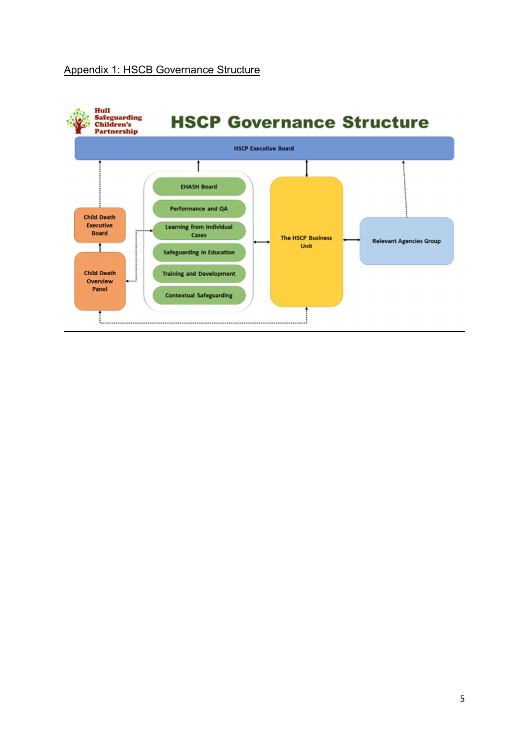Appendix 1: HSCB Governance Structure

Hull Safeguarding Children's Partnership

HSCP Governance Structure

HSCP Executive Board

Child Death Executive Board

Child Death Overview Panel

EHASH Board

Performance and QA

Learning from Individual Cases

Safeguarding in Education

Training and Development

Contextual Safeguarding

The HSCP Business Unit

Relevant Agencies Group